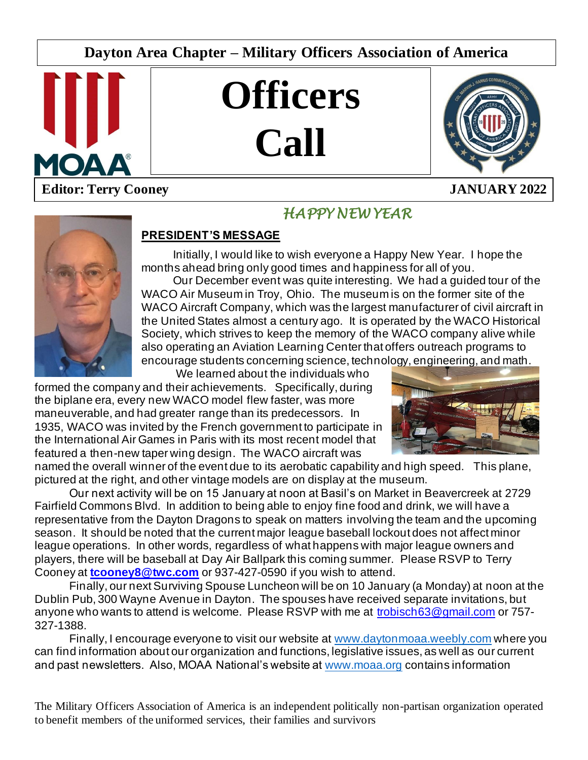**Dayton Area Chapter – Military Officers Association of America**

# Officers Call

**Editor: Terry Cooney** **JANUARY 2022**

*HAPPY NEW YEAR*

## PRESIDENT'S MESSAGE

Initially, I would like to wish everyone a Happy New Year. I hope the months ahead bring only good times and happiness for all of you.

Our December event was quite interesting. We had a guided tour of the WACO Air Museum in Troy, Ohio. The museum is on the former site of the WACO Aircraft Company, which was the largest manufacturer of civil aircraft in the United States almost a century ago. It is operated by the WACO Historical Society, which strives to keep the memory of the WACO company alive while also operating an Aviation Learning Center that offers outreach programs to encourage students concerning science, technology, engineering, and math.

We learned about the individuals who formed the company and their achievements. Specifically, during the biplane era, every new WACO model flew faster, was more maneuverable, and had greater range than its predecessors. In 1935, WACO was invited by the French government to participate in the International Air Games in Paris with its most recent model that featured a then-new taper wing design. The WACO aircraft was named the overall winner of the event due to its aerobatic capability and high speed. This plane, pictured at the right, and other vintage models are on display at the museum.

Our next activity will be on 15 January at noon at Basil's on Market in Beavercreek at 2729 Fairfield Commons Blvd. In addition to being able to enjoy fine food and drink, we will have a representative from the Dayton Dragons to speak on matters involving the team and the upcoming season. It should be noted that the current major league baseball lockout does not affect minor league operations. In other words, regardless of what happens with major league owners and players, there will be baseball at Day Air Ballpark this coming summer. Please RSVP to Terry Cooney at **tcooney8@twc.com** or 937-427-0590 if you wish to attend.

Finally, our next Surviving Spouse Luncheon will be on 10 January (a Monday) at noon at the Dublin Pub, 300 Wayne Avenue in Dayton. The spouses have received separate invitations, but anyone who wants to attend is welcome. Please RSVP with me at trobisch63@gmail.com or 757-327-1388.

Finally, I encourage everyone to visit our website at www.daytonmoaa.weebly.com where you can find information about our organization and functions, legislative issues, as well as our current and past newsletters. Also, MOAA National's website at www.moaa.org contains information

The Military Officers Association of America is an independent politically non-partisan organization operated to benefit members of the uniformed services, their families and survivors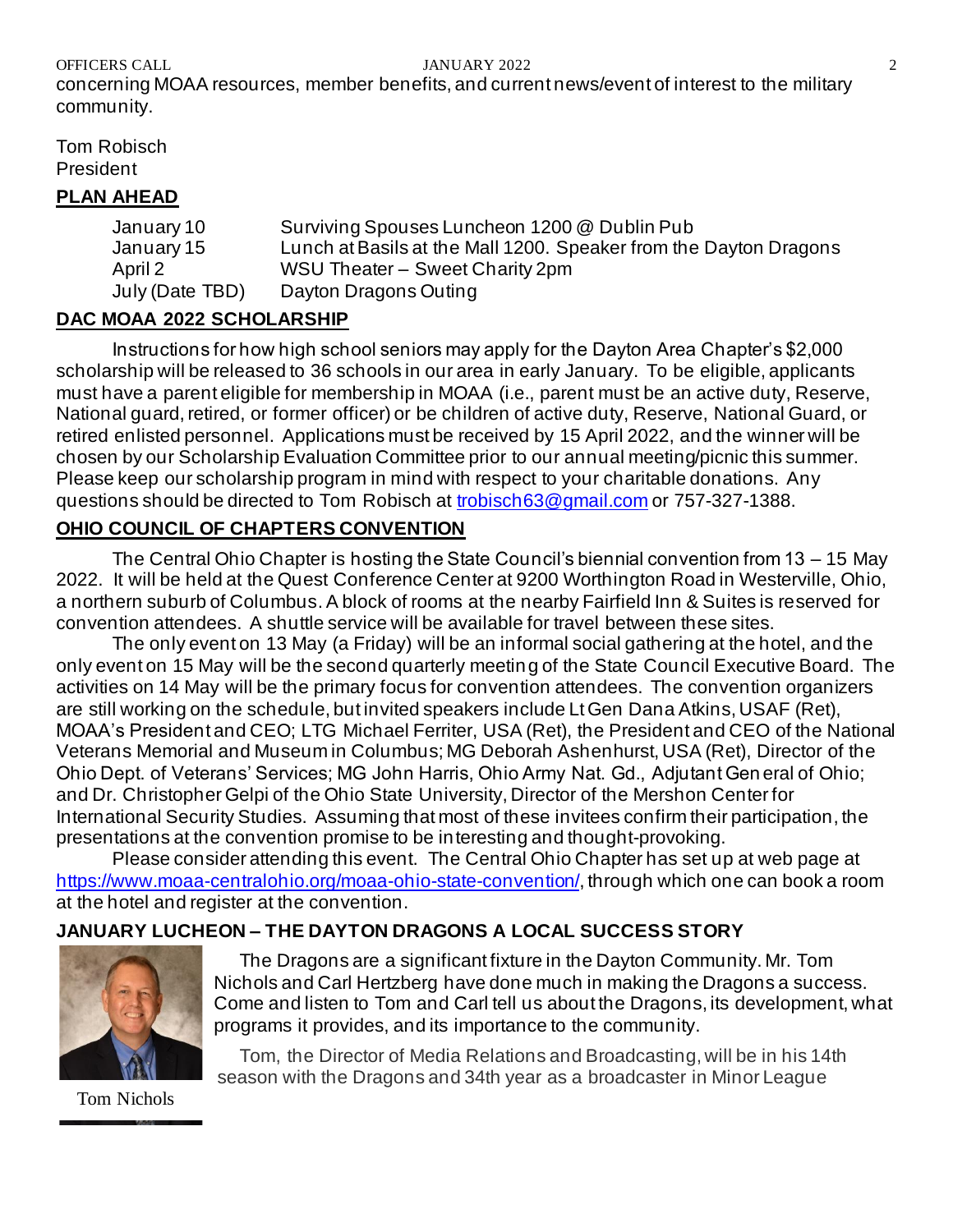concerning MOAA resources, member benefits, and current news/event of interest to the military community.

Tom Robisch
President

## PLAN AHEAD

| | |
|---|---|
| January 10 | Surviving Spouses Luncheon 1200 @ Dublin Pub |
| January 15 | Lunch at Basils at the Mall 1200. Speaker from the Dayton Dragons |
| April 2 | WSU Theater – Sweet Charity 2pm |
| July (Date TBD) | Dayton Dragons Outing |

## DAC MOAA 2022 SCHOLARSHIP

Instructions for how high school seniors may apply for the Dayton Area Chapter's $2,000 scholarship will be released to 36 schools in our area in early January. To be eligible, applicants must have a parent eligible for membership in MOAA (i.e., parent must be an active duty, Reserve, National guard, retired, or former officer) or be children of active duty, Reserve, National Guard, or retired enlisted personnel. Applications must be received by 15 April 2022, and the winner will be chosen by our Scholarship Evaluation Committee prior to our annual meeting/picnic this summer. Please keep our scholarship program in mind with respect to your charitable donations. Any questions should be directed to Tom Robisch at trobisch63@gmail.com or 757-327-1388.

## OHIO COUNCIL OF CHAPTERS CONVENTION

The Central Ohio Chapter is hosting the State Council's biennial convention from 13 – 15 May 2022. It will be held at the Quest Conference Center at 9200 Worthington Road in Westerville, Ohio, a northern suburb of Columbus. A block of rooms at the nearby Fairfield Inn & Suites is reserved for convention attendees. A shuttle service will be available for travel between these sites.

The only event on 13 May (a Friday) will be an informal social gathering at the hotel, and the only event on 15 May will be the second quarterly meeting of the State Council Executive Board. The activities on 14 May will be the primary focus for convention attendees. The convention organizers are still working on the schedule, but invited speakers include Lt Gen Dana Atkins, USAF (Ret), MOAA's President and CEO; LTG Michael Ferriter, USA (Ret), the President and CEO of the National Veterans Memorial and Museum in Columbus; MG Deborah Ashenhurst, USA (Ret), Director of the Ohio Dept. of Veterans' Services; MG John Harris, Ohio Army Nat. Gd., Adjutant General of Ohio; and Dr. Christopher Gelpi of the Ohio State University, Director of the Mershon Center for International Security Studies. Assuming that most of these invitees confirm their participation, the presentations at the convention promise to be interesting and thought-provoking.

Please consider attending this event. The Central Ohio Chapter has set up at web page at https://www.moaa-centralohio.org/moaa-ohio-state-convention/, through which one can book a room at the hotel and register at the convention.

## JANUARY LUCHEON – THE DAYTON DRAGONS A LOCAL SUCCESS STORY

Tom Nichols

The Dragons are a significant fixture in the Dayton Community. Mr. Tom Nichols and Carl Hertzberg have done much in making the Dragons a success. Come and listen to Tom and Carl tell us about the Dragons, its development, what programs it provides, and its importance to the community.

Tom, the Director of Media Relations and Broadcasting, will be in his 14th season with the Dragons and 34th year as a broadcaster in Minor League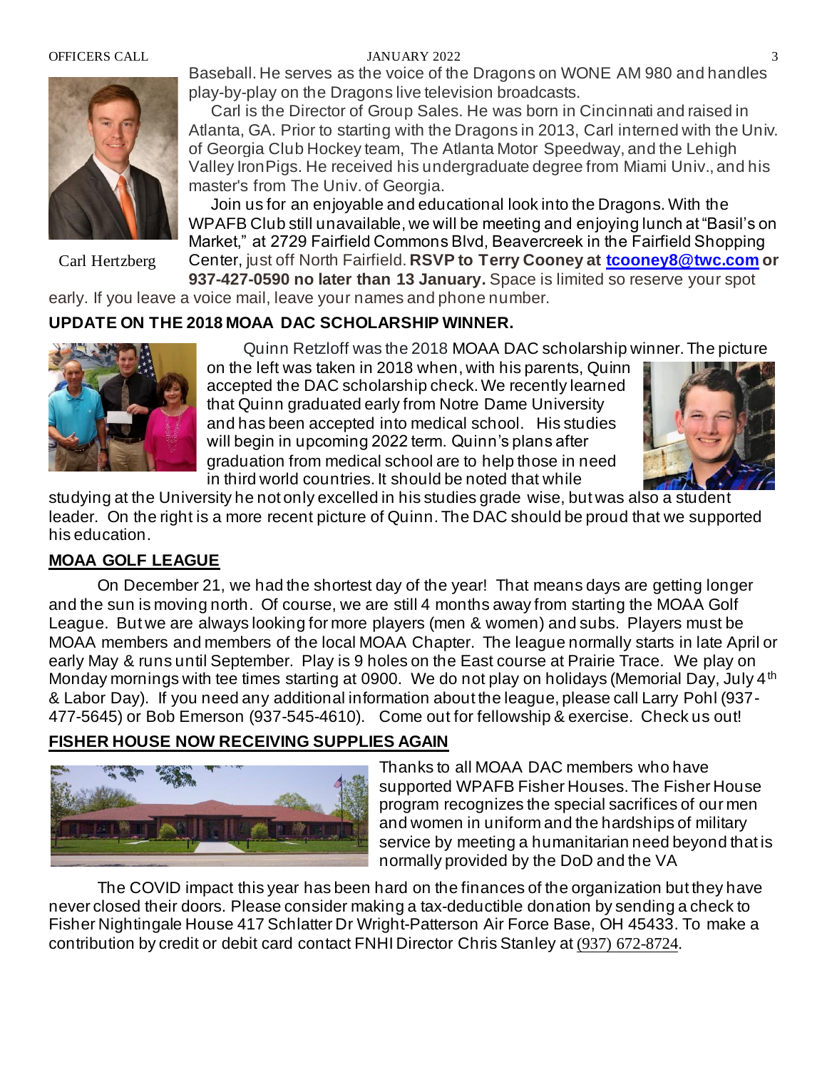Baseball. He serves as the voice of the Dragons on WONE AM 980 and handles play-by-play on the Dragons live television broadcasts.

Carl is the Director of Group Sales. He was born in Cincinnati and raised in Atlanta, GA. Prior to starting with the Dragons in 2013, Carl interned with the Univ. of Georgia Club Hockey team, The Atlanta Motor Speedway, and the Lehigh Valley IronPigs. He received his undergraduate degree from Miami Univ., and his master's from The Univ. of Georgia.

Carl Hertzberg

Join us for an enjoyable and educational look into the Dragons. With the WPAFB Club still unavailable, we will be meeting and enjoying lunch at "Basil's on Market," at 2729 Fairfield Commons Blvd, Beavercreek in the Fairfield Shopping Center, just off North Fairfield. **RSVP to Terry Cooney at tcooney8@twc.com or 937-427-0590 no later than 13 January.** Space is limited so reserve your spot early. If you leave a voice mail, leave your names and phone number.

## UPDATE ON THE 2018 MOAA DAC SCHOLARSHIP WINNER.

Quinn Retzloff was the 2018 MOAA DAC scholarship winner. The picture on the left was taken in 2018 when, with his parents, Quinn accepted the DAC scholarship check. We recently learned that Quinn graduated early from Notre Dame University and has been accepted into medical school. His studies will begin in upcoming 2022 term. Quinn's plans after graduation from medical school are to help those in need in third world countries. It should be noted that while studying at the University he not only excelled in his studies grade wise, but was also a student leader. On the right is a more recent picture of Quinn. The DAC should be proud that we supported his education.

## MOAA GOLF LEAGUE

On December 21, we had the shortest day of the year! That means days are getting longer and the sun is moving north. Of course, we are still 4 months away from starting the MOAA Golf League. But we are always looking for more players (men & women) and subs. Players must be MOAA members and members of the local MOAA Chapter. The league normally starts in late April or early May & runs until September. Play is 9 holes on the East course at Prairie Trace. We play on Monday mornings with tee times starting at 0900. We do not play on holidays (Memorial Day, July 4th & Labor Day). If you need any additional information about the league, please call Larry Pohl (937-477-5645) or Bob Emerson (937-545-4610). Come out for fellowship & exercise. Check us out!

## FISHER HOUSE NOW RECEIVING SUPPLIES AGAIN

Thanks to all MOAA DAC members who have supported WPAFB Fisher Houses. The Fisher House program recognizes the special sacrifices of our men and women in uniform and the hardships of military service by meeting a humanitarian need beyond that is normally provided by the DoD and the VA

The COVID impact this year has been hard on the finances of the organization but they have never closed their doors. Please consider making a tax-deductible donation by sending a check to Fisher Nightingale House 417 Schlatter Dr Wright-Patterson Air Force Base, OH 45433. To make a contribution by credit or debit card contact FNHI Director Chris Stanley at (937) 672-8724.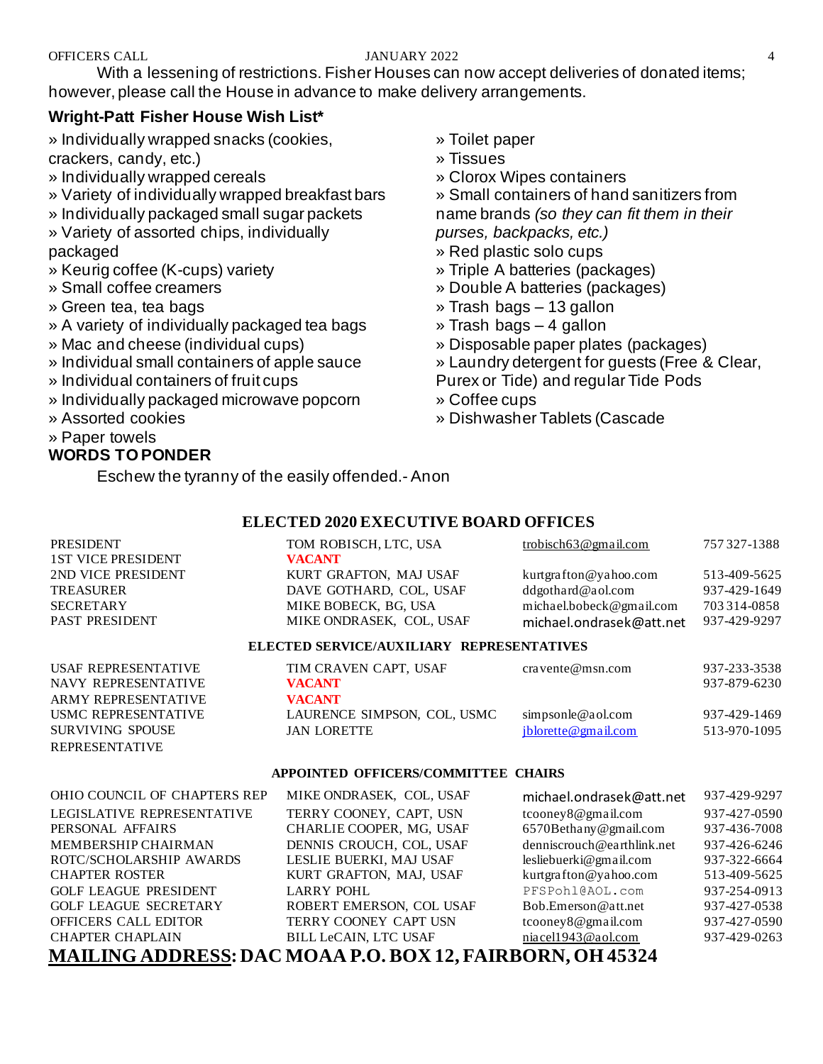With a lessening of restrictions. Fisher Houses can now accept deliveries of donated items; however, please call the House in advance to make delivery arrangements.

**Wright-Patt Fisher House Wish List***

» Individually wrapped snacks (cookies, crackers, candy, etc.)
» Individually wrapped cereals
» Variety of individually wrapped breakfast bars
» Individually packaged small sugar packets
» Variety of assorted chips, individually packaged
» Keurig coffee (K-cups) variety
» Small coffee creamers
» Green tea, tea bags
» A variety of individually packaged tea bags
» Mac and cheese (individual cups)
» Individual small containers of apple sauce
» Individual containers of fruit cups
» Individually packaged microwave popcorn
» Assorted cookies
» Paper towels
» Toilet paper
» Tissues
» Clorox Wipes containers
» Small containers of hand sanitizers from name brands *(so they can fit them in their purses, backpacks, etc.)*
» Red plastic solo cups
» Triple A batteries (packages)
» Double A batteries (packages)
» Trash bags – 13 gallon
» Trash bags – 4 gallon
» Disposable paper plates (packages)
» Laundry detergent for guests (Free & Clear, Purex or Tide) and regular Tide Pods
» Coffee cups
» Dishwasher Tablets (Cascade

**WORDS TO PONDER**

Eschew the tyranny of the easily offended.- Anon

**ELECTED 2020 EXECUTIVE BOARD OFFICES**

| | | | |
|---|---|---|---|
| PRESIDENT | TOM ROBISCH, LTC, USA | trobisch63@gmail.com | 757 327-1388 |
| 1ST VICE PRESIDENT | **VACANT** | | |
| 2ND VICE PRESIDENT | KURT GRAFTON, MAJ USAF | kurtgrafton@yahoo.com | 513-409-5625 |
| TREASURER | DAVE GOTHARD, COL, USAF | ddgothard@aol.com | 937-429-1649 |
| SECRETARY | MIKE BOBECK, BG, USA | michael.bobeck@gmail.com | 703 314-0858 |
| PAST PRESIDENT | MIKE ONDRASEK, COL, USAF | michael.ondrasek@att.net | 937-429-9297 |

**ELECTED SERVICE/AUXILIARY REPRESENTATIVES**

| | | | |
|---|---|---|---|
| USAF REPRESENTATIVE | TIM CRAVEN CAPT, USAF | cravente@msn.com | 937-233-3538 |
| NAVY REPRESENTATIVE | **VACANT** | | 937-879-6230 |
| ARMY REPRESENTATIVE | **VACANT** | | |
| USMC REPRESENTATIVE | LAURENCE SIMPSON, COL, USMC | simpsonle@aol.com | 937-429-1469 |
| SURVIVING SPOUSE REPRESENTATIVE | JAN LORETTE | jblorette@gmail.com | 513-970-1095 |

**APPOINTED OFFICERS/COMMITTEE CHAIRS**

| | | | |
|---|---|---|---|
| OHIO COUNCIL OF CHAPTERS REP | MIKE ONDRASEK, COL, USAF | michael.ondrasek@att.net | 937-429-9297 |
| LEGISLATIVE REPRESENTATIVE | TERRY COONEY, CAPT, USN | tcooney8@gmail.com | 937-427-0590 |
| PERSONAL AFFAIRS | CHARLIE COOPER, MG, USAF | 6570Bethany@gmail.com | 937-436-7008 |
| MEMBERSHIP CHAIRMAN | DENNIS CROUCH, COL, USAF | denniscrouch@earthlink.net | 937-426-6246 |
| ROTC/SCHOLARSHIP AWARDS | LESLIE BUERKI, MAJ USAF | lesliebuerki@gmail.com | 937-322-6664 |
| CHAPTER ROSTER | KURT GRAFTON, MAJ, USAF | kurtgrafton@yahoo.com | 513-409-5625 |
| GOLF LEAGUE PRESIDENT | LARRY POHL | PFSPohl@AOL.com | 937-254-0913 |
| GOLF LEAGUE SECRETARY | ROBERT EMERSON, COL USAF | Bob.Emerson@att.net | 937-427-0538 |
| OFFICERS CALL EDITOR | TERRY COONEY CAPT USN | tcooney8@gmail.com | 937-427-0590 |
| CHAPTER CHAPLAIN | BILL LeCAIN, LTC USAF | niacel1943@aol.com | 937-429-0263 |

**MAILING ADDRESS: DAC MOAA P.O. BOX 12, FAIRBORN, OH 45324**